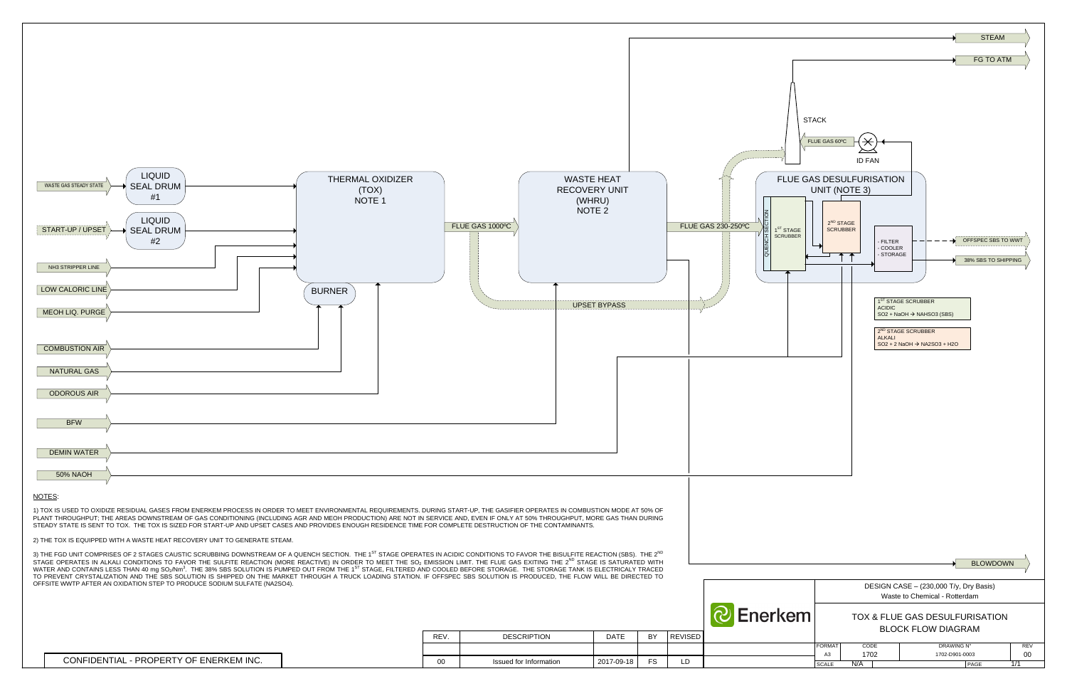# TOX & FLUE GAS DESULFURISATION BLOCK FLOW DIAGRAM

DESIGN CASE – (230,000 T/y, Dry Basis)
Waste to Chemical - Rotterdam

**Inputs:**
- WASTE GAS STEADY STATE → LIQUID SEAL DRUM #1 → THERMAL OXIDIZER (TOX)
- START-UP / UPSET → LIQUID SEAL DRUM #2 → THERMAL OXIDIZER (TOX)
- NH3 STRIPPER LINE → THERMAL OXIDIZER (TOX)
- LOW CALORIC LINE → THERMAL OXIDIZER (TOX)
- MEOH LIQ. PURGE → THERMAL OXIDIZER (TOX)
- COMBUSTION AIR → BURNER
- NATURAL GAS → BURNER
- ODOROUS AIR → THERMAL OXIDIZER (TOX)
- BFW → WASTE HEAT RECOVERY UNIT (WHRU)
- DEMIN WATER → FLUE GAS DESULFURISATION UNIT
- 50% NAOH → FLUE GAS DESULFURISATION UNIT

**Units and streams:**
- THERMAL OXIDIZER (TOX) NOTE 1, with BURNER
- FLUE GAS 1000ºC → WASTE HEAT RECOVERY UNIT (WHRU) NOTE 2
- UPSET BYPASS
- FLUE GAS 230-250ºC → FLUE GAS DESULFURISATION UNIT (NOTE 3)
  - QUENCH SECTION
  - 1[ST] STAGE SCRUBBER
  - 2[ND] STAGE SCRUBBER
  - FILTER
  - COOLER
  - STORAGE
- FLUE GAS 60ºC → ID FAN → STACK

1[ST] STAGE SCRUBBER
ACIDIC
$SO_2 + NaOH \rightarrow NaHSO_3$ (SBS)

2[ND] STAGE SCRUBBER
ALKALI
$SO_2 + 2\ NaOH \rightarrow Na_2SO_3 + H_2O$

**Outputs:**
- STEAM
- FG TO ATM
- OFFSPEC SBS TO WWT
- 38% SBS TO SHIPPING
- BLOWDOWN

## NOTES:

1) TOX IS USED TO OXIDIZE RESIDUAL GASES FROM ENERKEM PROCESS IN ORDER TO MEET ENVIRONMENTAL REQUIREMENTS. DURING START-UP, THE GASIFIER OPERATES IN COMBUSTION MODE AT 50% OF PLANT THROUGHPUT; THE AREAS DOWNSTREAM OF GAS CONDITIONING (INCLUDING AGR AND MEOH PRODUCTION) ARE NOT IN SERVICE AND, EVEN IF ONLY AT 50% THROUGHPUT, MORE GAS THAN DURING STEADY STATE IS SENT TO TOX. THE TOX IS SIZED FOR START-UP AND UPSET CASES AND PROVIDES ENOUGH RESIDENCE TIME FOR COMPLETE DESTRUCTION OF THE CONTAMINANTS.

2) THE TOX IS EQUIPPED WITH A WASTE HEAT RECOVERY UNIT TO GENERATE STEAM.

3) THE FGD UNIT COMPRISES OF 2 STAGES CAUSTIC SCRUBBING DOWNSTREAM OF A QUENCH SECTION. THE 1[ST] STAGE OPERATES IN ACIDIC CONDITIONS TO FAVOR THE BISULFITE REACTION (SBS). THE 2[ND] STAGE OPERATES IN ALKALI CONDITIONS TO FAVOR THE SULFITE REACTION (MORE REACTIVE) IN ORDER TO MEET THE $SO_2$ EMISSION LIMIT. THE FLUE GAS EXITING THE 2[ND] STAGE IS SATURATED WITH WATER AND CONTAINS LESS THAN 40 mg $SO_2/Nm^3$. THE 38% SBS SOLUTION IS PUMPED OUT FROM THE 1[ST] STAGE, FILTERED AND COOLED BEFORE STORAGE. THE STORAGE TANK IS ELECTRICALY TRACED TO PREVENT CRYSTALIZATION AND THE SBS SOLUTION IS SHIPPED ON THE MARKET THROUGH A TRUCK LOADING STATION. IF OFFSPEC SBS SOLUTION IS PRODUCED, THE FLOW WILL BE DIRECTED TO OFFSITE WWTP AFTER AN OXIDATION STEP TO PRODUCE SODIUM SULFATE (NA2SO4).

| REV. | DESCRIPTION | DATE | BY | REVISED |
|---|---|---|---|---|
| 00 | Issued for Information | 2017-09-18 | FS | LD |

| FORMAT | CODE | DRAWING N° | REV |
|---|---|---|---|
| A3 | 1702 | 1702-D901-0003 | 00 |
| SCALE | N/A | PAGE | 1/1 |

Enerkem

CONFIDENTIAL - PROPERTY OF ENERKEM INC.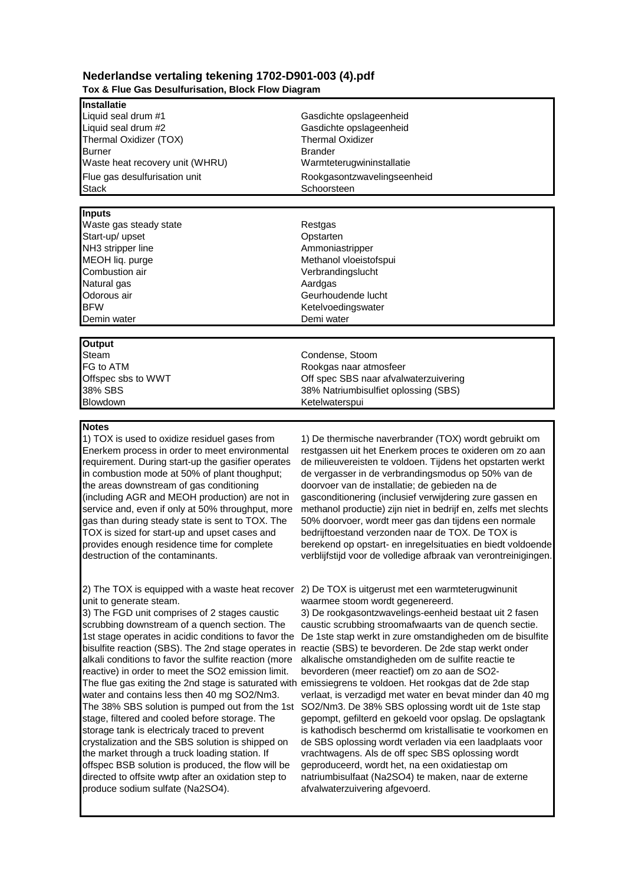**Nederlandse vertaling tekening 1702-D901-003 (4).pdf**

**Tox & Flue Gas Desulfurisation, Block Flow Diagram**

| **Installatie** | |
|---|---|
| Liquid seal drum #1 | Gasdichte opslageenheid |
| Liquid seal drum #2 | Gasdichte opslageenheid |
| Thermal Oxidizer (TOX) | Thermal Oxidizer |
| Burner | Brander |
| Waste heat recovery unit (WHRU) | Warmteterugwininstallatie |
| Flue gas desulfurisation unit | Rookgasontzwavelingseenheid |
| Stack | Schoorsteen |

| **Inputs** | |
|---|---|
| Waste gas steady state | Restgas |
| Start-up/ upset | Opstarten |
| NH3 stripper line | Ammoniastripper |
| MEOH liq. purge | Methanol vloeistofspui |
| Combustion air | Verbrandingslucht |
| Natural gas | Aardgas |
| Odorous air | Geurhoudende lucht |
| BFW | Ketelvoedingswater |
| Demin water | Demi water |

| **Output** | |
|---|---|
| Steam | Condense, Stoom |
| FG to ATM | Rookgas naar atmosfeer |
| Offspec sbs to WWT | Off spec SBS naar afvalwaterzuivering |
| 38% SBS | 38% Natriumbisulfiet oplossing (SBS) |
| Blowdown | Ketelwaterspui |

**Notes**

1) TOX is used to oxidize residuel gases from Enerkem process in order to meet environmental requirement. During start-up the gasifier operates in combustion mode at 50% of plant thoughput; the areas downstream of gas conditioning (including AGR and MEOH production) are not in service and, even if only at 50% throughput, more gas than during steady state is sent to TOX. The TOX is sized for start-up and upset cases and provides enough residence time for complete destruction of the contaminants.

1) De thermische naverbrander (TOX) wordt gebruikt om restgassen uit het Enerkem proces te oxideren om zo aan de milieuvereisten te voldoen. Tijdens het opstarten werkt de vergasser in de verbrandingsmodus op 50% van de doorvoer van de installatie; de gebieden na de gasconditionering (inclusief verwijdering zure gassen en methanol productie) zijn niet in bedrijf en, zelfs met slechts 50% doorvoer, wordt meer gas dan tijdens een normale bedrijftoestand verzonden naar TOX. De TOX is berekend op opstart- en inregelsituaties en biedt voldoende verblijfstijd voor de volledige afbraak van verontreinigingen.

2) The TOX is equipped with a waste heat recover unit to generate steam.

3) The FGD unit comprises of 2 stages caustic scrubbing downstream of a quench section. The 1st stage operates in acidic conditions to favor the bisulfite reaction (SBS). The 2nd stage operates in alkali conditions to favor the sulfite reaction (more reactive) in order to meet the SO2 emission limit. The flue gas exiting the 2nd stage is saturated with water and contains less then 40 mg SO2/Nm3. The 38% SBS solution is pumped out from the 1st stage, filtered and cooled before storage. The storage tank is electricaly traced to prevent crystalization and the SBS solution is shipped on the market through a truck loading station. If offspec BSB solution is produced, the flow will be directed to offsite wwtp after an oxidation step to produce sodium sulfate (Na2SO4).

2) De TOX is uitgerust met een warmteterugwinunit waarmee stoom wordt gegenereerd.

3) De rookgasontzwavelings-eenheid bestaat uit 2 fasen caustic scrubbing stroomafwaarts van de quench sectie. De 1ste stap werkt in zure omstandigheden om de bisulfite reactie (SBS) te bevorderen. De 2de stap werkt onder alkalische omstandigheden om de sulfite reactie te bevorderen (meer reactief) om zo aan de SO2-emissiegrens te voldoen. Het rookgas dat de 2de stap verlaat, is verzadigd met water en bevat minder dan 40 mg SO2/Nm3. De 38% SBS oplossing wordt uit de 1ste stap gepompt, gefilterd en gekoeld voor opslag. De opslagtank is kathodisch beschermd om kristallisatie te voorkomen en de SBS oplossing wordt verladen via een laadplaats voor vrachtwagens. Als de off spec SBS oplossing wordt geproduceerd, wordt het, na een oxidatiestap om natriumbisulfaat (Na2SO4) te maken, naar de externe afvalwaterzuivering afgevoerd.